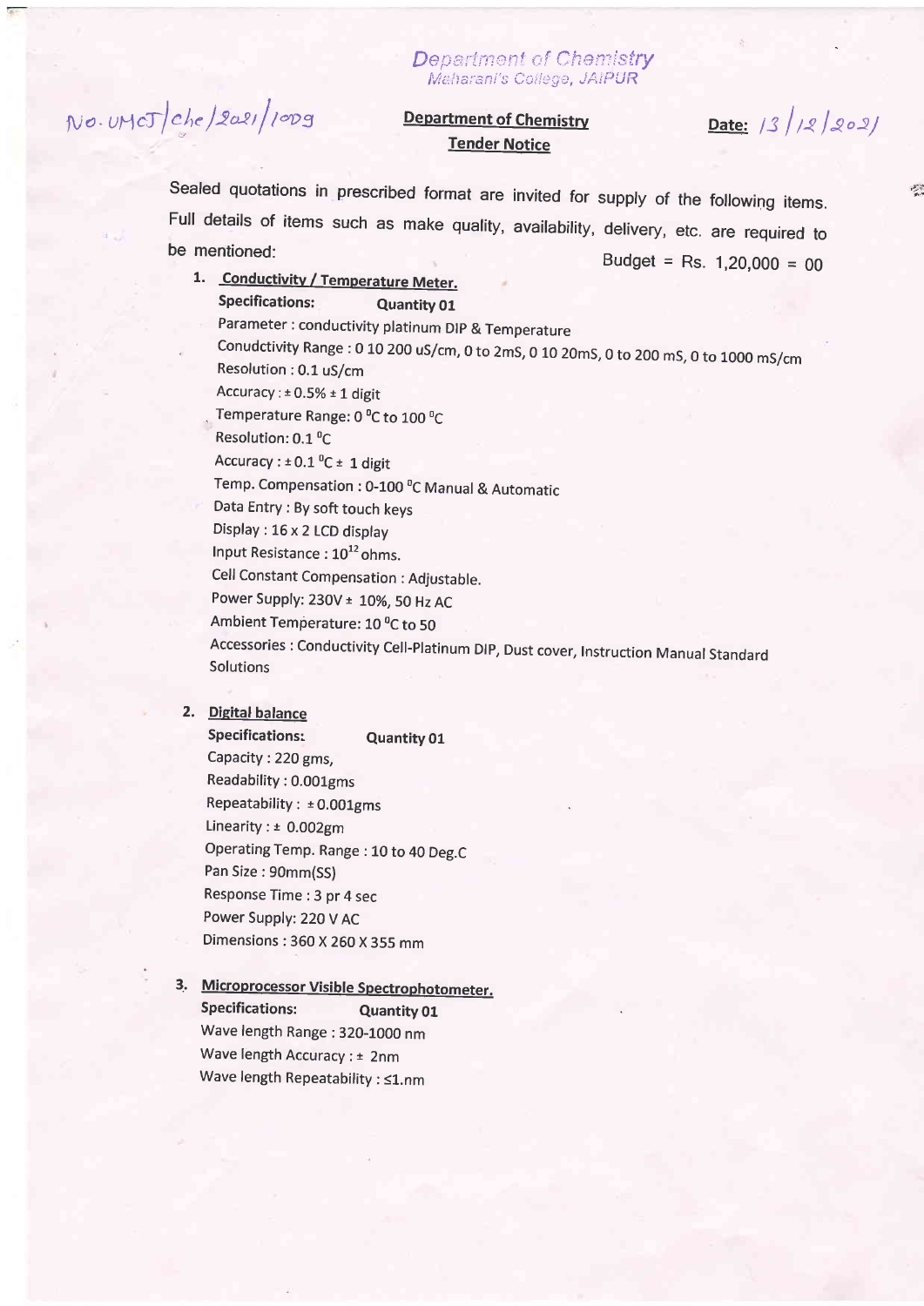Department of Chemistry
Maharani's College, JAIPUR

No. UMCJ/Che/2021/1009

**Department of Chemistry**

**Tender Notice**

**Date:** 13/12/2021

Sealed quotations in prescribed format are invited for supply of the following items. Full details of items such as make quality, availability, delivery, etc. are required to be mentioned:

Budget = Rs. 1,20,000 = 00

1. **Conductivity / Temperature Meter.**

   **Specifications:** **Quantity 01**

   Parameter : conductivity platinum DIP & Temperature
   Conudctivity Range : 0 10 200 uS/cm, 0 to 2mS, 0 10 20mS, 0 to 200 mS, 0 to 1000 mS/cm
   Resolution : 0.1 uS/cm
   Accuracy : ± 0.5% ± 1 digit
   Temperature Range: 0 $^0$C to 100 $^0$C
   Resolution: 0.1 $^0$C
   Accuracy : ± 0.1 $^0$C ± 1 digit
   Temp. Compensation : 0-100 $^0$C Manual & Automatic
   Data Entry : By soft touch keys
   Display : 16 x 2 LCD display
   Input Resistance : $10^{12}$ ohms.
   Cell Constant Compensation : Adjustable.
   Power Supply: 230V ± 10%, 50 Hz AC
   Ambient Temperature: 10 $^0$C to 50
   Accessories : Conductivity Cell-Platinum DIP, Dust cover, Instruction Manual Standard Solutions

2. **Digital balance**

   **Specifications:** **Quantity 01**

   Capacity : 220 gms,
   Readability : 0.001gms
   Repeatability : ± 0.001gms
   Linearity : ± 0.002gm
   Operating Temp. Range : 10 to 40 Deg.C
   Pan Size : 90mm(SS)
   Response Time : 3 pr 4 sec
   Power Supply: 220 V AC
   Dimensions : 360 X 260 X 355 mm

3. **Microprocessor Visible Spectrophotometer.**

   **Specifications:** **Quantity 01**

   Wave length Range : 320-1000 nm
   Wave length Accuracy : ± 2nm
   Wave length Repeatability : ≤1.nm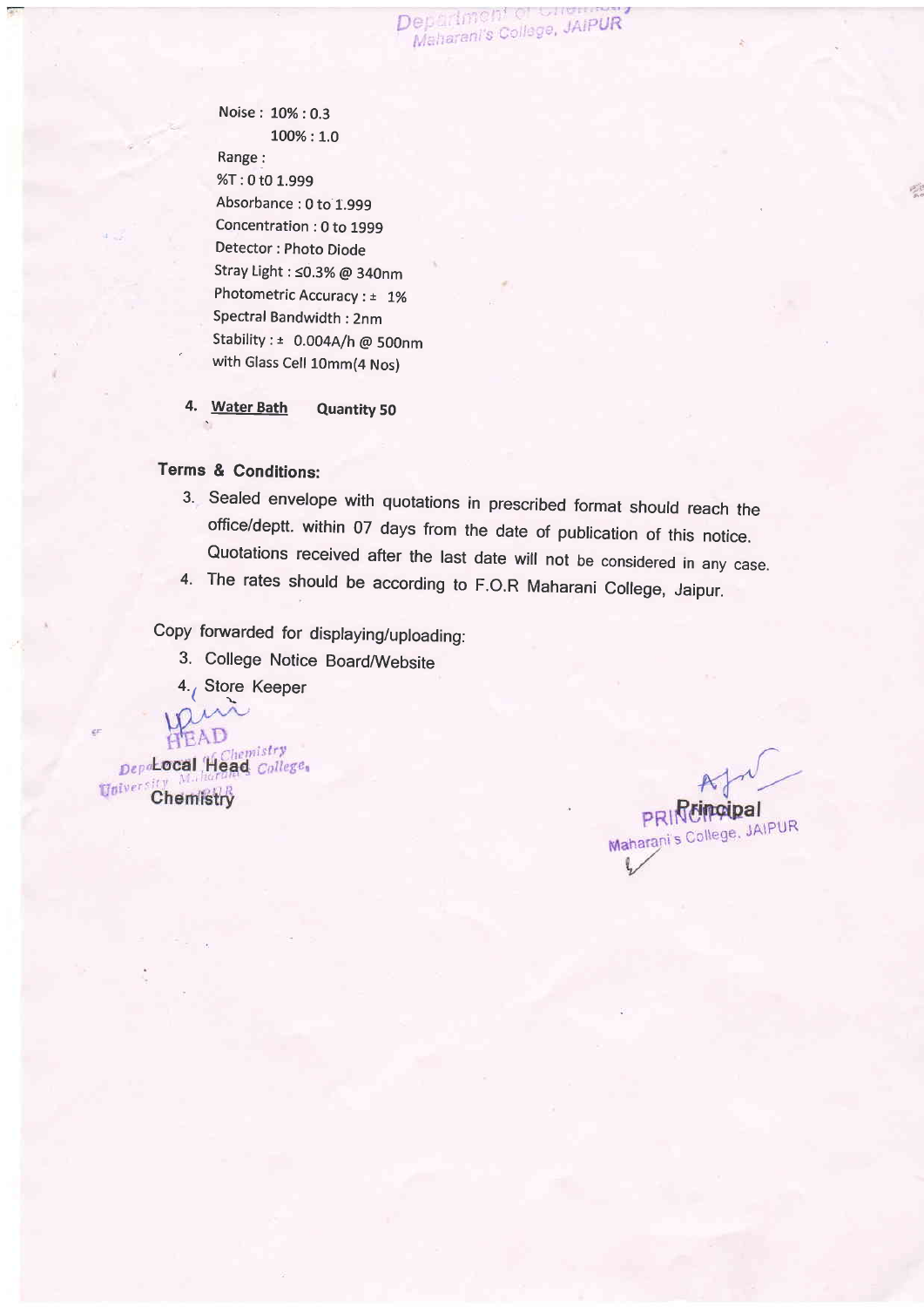Noise : 10% : 0.3

100% : 1.0

Range :

%T : 0 t0 1.999

Absorbance : 0 to 1.999

Concentration : 0 to 1999

Detector : Photo Diode

Stray Light : ≤0.3% @ 340nm

Photometric Accuracy : ± 1%

Spectral Bandwidth : 2nm

Stability : ± 0.004A/h @ 500nm

with Glass Cell 10mm(4 Nos)

4. **Water Bath** **Quantity 50**

**Terms & Conditions:**

3. Sealed envelope with quotations in prescribed format should reach the office/deptt. within 07 days from the date of publication of this notice. Quotations received after the last date will not be considered in any case.
4. The rates should be according to F.O.R Maharani College, Jaipur.

Copy forwarded for displaying/uploading:

3. College Notice Board/Website
4. Store Keeper

HEAD
Department of Chemistry
Maharani's College,
University of Rajasthan, JAIPUR

**Local Head**
**Chemistry**

**Principal**
PRINCIPAL
Maharani's College, JAIPUR